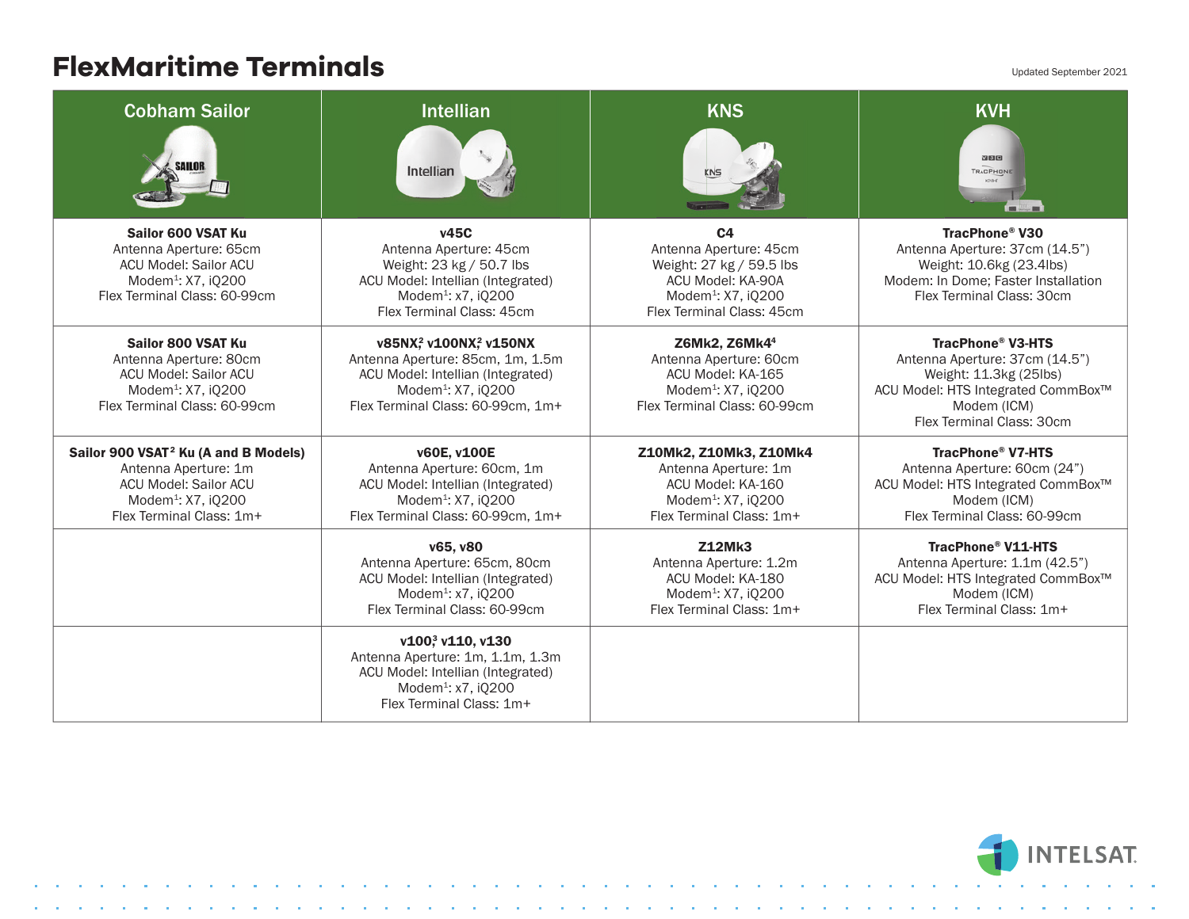# FlexMaritime Terminals

Updated September 2021

| Cobham Sailor | Intellian | KNS | KVH |
|---|---|---|---|
| **Sailor 600 VSAT Ku**<br>Antenna Aperture: 65cm<br>ACU Model: Sailor ACU<br>Modem[1]: X7, iQ200<br>Flex Terminal Class: 60-99cm | **v45C**<br>Antenna Aperture: 45cm<br>Weight: 23 kg / 50.7 lbs<br>ACU Model: Intellian (Integrated)<br>Modem[1]: x7, iQ200<br>Flex Terminal Class: 45cm | **C4**<br>Antenna Aperture: 45cm<br>Weight: 27 kg / 59.5 lbs<br>ACU Model: KA-90A<br>Modem[1]: X7, iQ200<br>Flex Terminal Class: 45cm | **TracPhone® V30**<br>Antenna Aperture: 37cm (14.5")<br>Weight: 10.6kg (23.4lbs)<br>Modem: In Dome; Faster Installation<br>Flex Terminal Class: 30cm |
| **Sailor 800 VSAT Ku**<br>Antenna Aperture: 80cm<br>ACU Model: Sailor ACU<br>Modem[1]: X7, iQ200<br>Flex Terminal Class: 60-99cm | **v85NX[2], v100NX[2], v150NX**<br>Antenna Aperture: 85cm, 1m, 1.5m<br>ACU Model: Intellian (Integrated)<br>Modem[1]: X7, iQ200<br>Flex Terminal Class: 60-99cm, 1m+ | **Z6Mk2, Z6Mk4[4]**<br>Antenna Aperture: 60cm<br>ACU Model: KA-165<br>Modem[1]: X7, iQ200<br>Flex Terminal Class: 60-99cm | **TracPhone® V3-HTS**<br>Antenna Aperture: 37cm (14.5")<br>Weight: 11.3kg (25lbs)<br>ACU Model: HTS Integrated CommBox™ Modem (ICM)<br>Flex Terminal Class: 30cm |
| **Sailor 900 VSAT[2] Ku (A and B Models)**<br>Antenna Aperture: 1m<br>ACU Model: Sailor ACU<br>Modem[1]: X7, iQ200<br>Flex Terminal Class: 1m+ | **v60E, v100E**<br>Antenna Aperture: 60cm, 1m<br>ACU Model: Intellian (Integrated)<br>Modem[1]: X7, iQ200<br>Flex Terminal Class: 60-99cm, 1m+ | **Z10Mk2, Z10Mk3, Z10Mk4**<br>Antenna Aperture: 1m<br>ACU Model: KA-160<br>Modem[1]: X7, iQ200<br>Flex Terminal Class: 1m+ | **TracPhone® V7-HTS**<br>Antenna Aperture: 60cm (24")<br>ACU Model: HTS Integrated CommBox™ Modem (ICM)<br>Flex Terminal Class: 60-99cm |
| | **v65, v80**<br>Antenna Aperture: 65cm, 80cm<br>ACU Model: Intellian (Integrated)<br>Modem[1]: x7, iQ200<br>Flex Terminal Class: 60-99cm | **Z12Mk3**<br>Antenna Aperture: 1.2m<br>ACU Model: KA-180<br>Modem[1]: X7, iQ200<br>Flex Terminal Class: 1m+ | **TracPhone® V11-HTS**<br>Antenna Aperture: 1.1m (42.5")<br>ACU Model: HTS Integrated CommBox™ Modem (ICM)<br>Flex Terminal Class: 1m+ |
| | **v100[3], v110, v130**<br>Antenna Aperture: 1m, 1.1m, 1.3m<br>ACU Model: Intellian (Integrated)<br>Modem[1]: x7, iQ200<br>Flex Terminal Class: 1m+ | | |

INTELSAT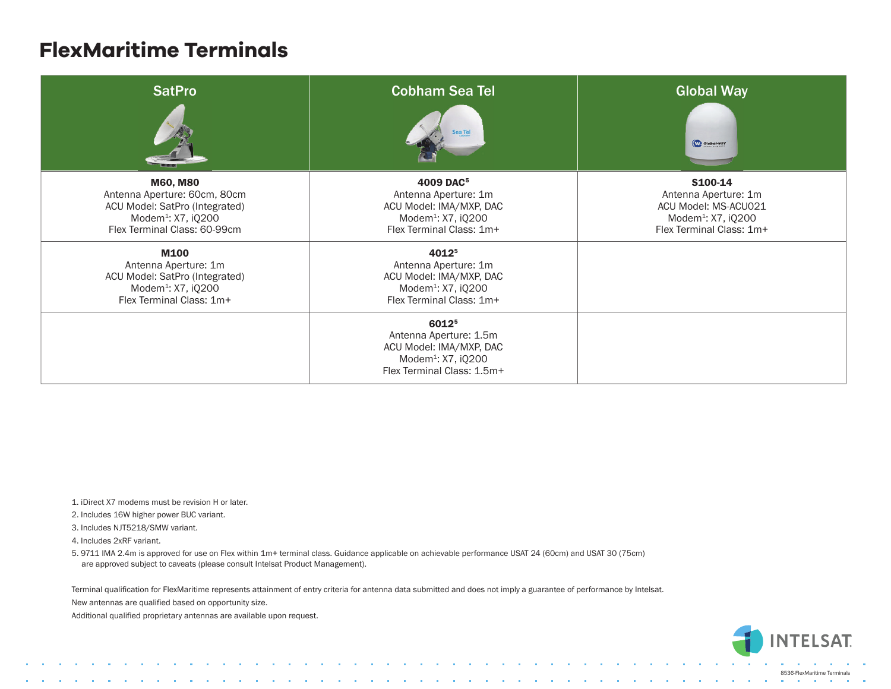# FlexMaritime Terminals

| SatPro | Cobham Sea Tel | Global Way |
|---|---|---|
| **M60, M80**<br>Antenna Aperture: 60cm, 80cm<br>ACU Model: SatPro (Integrated)<br>Modem[1]: X7, iQ200<br>Flex Terminal Class: 60-99cm | **4009 DAC[5]**<br>Antenna Aperture: 1m<br>ACU Model: IMA/MXP, DAC<br>Modem[1]: X7, iQ200<br>Flex Terminal Class: 1m+ | **S100-14**<br>Antenna Aperture: 1m<br>ACU Model: MS-ACU021<br>Modem[1]: X7, iQ200<br>Flex Terminal Class: 1m+ |
| **M100**<br>Antenna Aperture: 1m<br>ACU Model: SatPro (Integrated)<br>Modem[1]: X7, iQ200<br>Flex Terminal Class: 1m+ | **4012[5]**<br>Antenna Aperture: 1m<br>ACU Model: IMA/MXP, DAC<br>Modem[1]: X7, iQ200<br>Flex Terminal Class: 1m+ | |
| | **6012[5]**<br>Antenna Aperture: 1.5m<br>ACU Model: IMA/MXP, DAC<br>Modem[1]: X7, iQ200<br>Flex Terminal Class: 1.5m+ | |

1. iDirect X7 modems must be revision H or later.
2. Includes 16W higher power BUC variant.
3. Includes NJT5218/SMW variant.
4. Includes 2xRF variant.
5. 9711 IMA 2.4m is approved for use on Flex within 1m+ terminal class. Guidance applicable on achievable performance USAT 24 (60cm) and USAT 30 (75cm) are approved subject to caveats (please consult Intelsat Product Management).

Terminal qualification for FlexMaritime represents attainment of entry criteria for antenna data submitted and does not imply a guarantee of performance by Intelsat.

New antennas are qualified based on opportunity size.

Additional qualified proprietary antennas are available upon request.